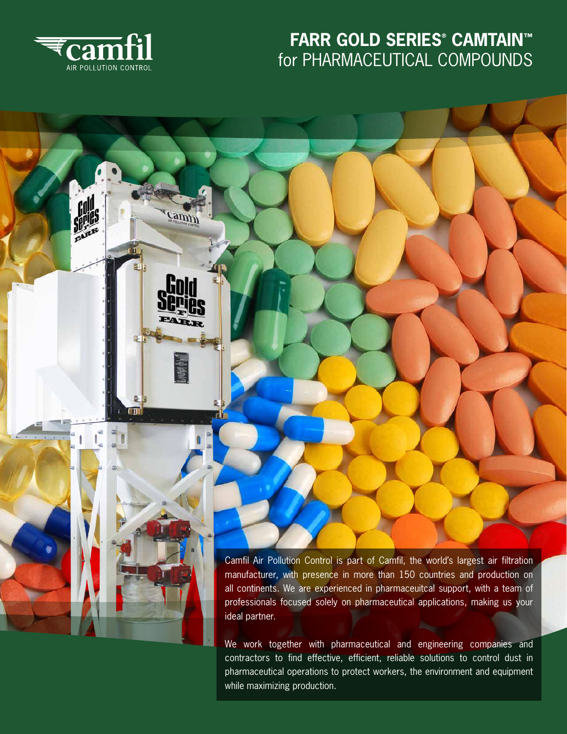# FARR GOLD SERIES® CAMTAIN™ for PHARMACEUTICAL COMPOUNDS

Camfil Air Pollution Control is part of Camfil, the world's largest air filtration manufacturer, with presence in more than 150 countries and production on all continents. We are experienced in pharmaceuitcal support, with a team of professionals focused solely on pharmaceutical applications, making us your ideal partner.

We work together with pharmaceutical and engineering companies and contractors to find effective, efficient, reliable solutions to control dust in pharmaceutical operations to protect workers, the environment and equipment while maximizing production.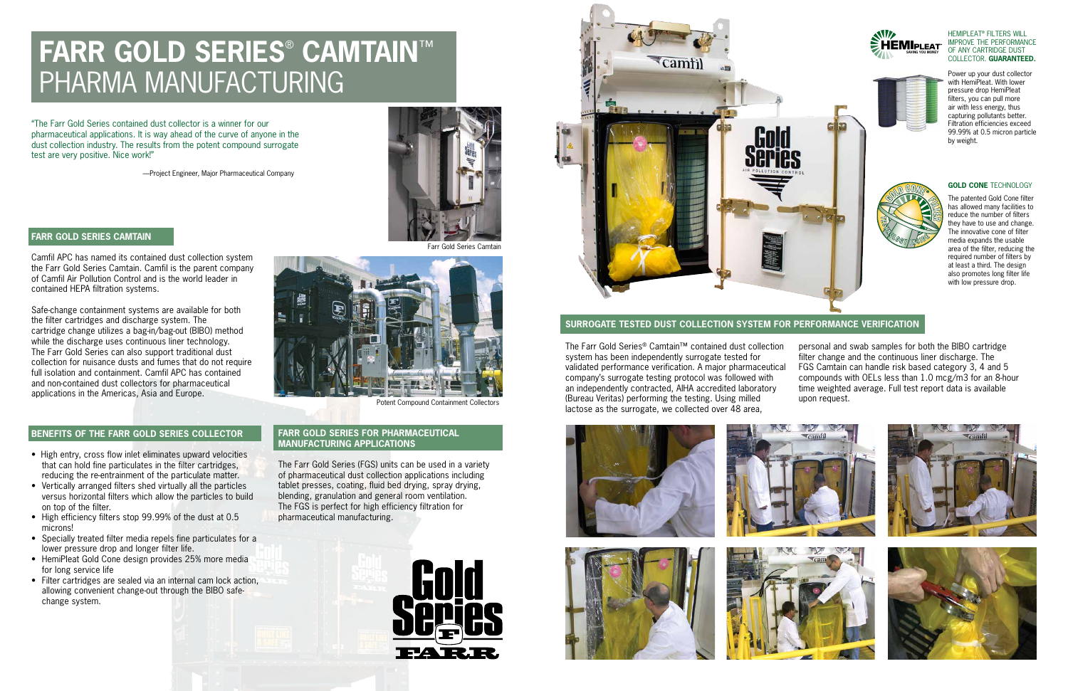# FARR GOLD SERIES® CAMTAIN™ PHARMA MANUFACTURING

"The Farr Gold Series contained dust collector is a winner for our pharmaceutical applications. It is way ahead of the curve of anyone in the dust collection industry. The results from the potent compound surrogate test are very positive. Nice work!"

—Project Engineer, Major Pharmaceutical Company

Farr Gold Series Camtain

## FARR GOLD SERIES CAMTAIN

Camfil APC has named its contained dust collection system the Farr Gold Series Camtain. Camfil is the parent company of Camfil Air Pollution Control and is the world leader in contained HEPA filtration systems.

Safe-change containment systems are available for both the filter cartridges and discharge system. The cartridge change utilizes a bag-in/bag-out (BIBO) method while the discharge uses continuous liner technology. The Farr Gold Series can also support traditional dust collection for nuisance dusts and fumes that do not require full isolation and containment. Camfil APC has contained and non-contained dust collectors for pharmaceutical applications in the Americas, Asia and Europe.

Potent Compound Containment Collectors

## BENEFITS OF THE FARR GOLD SERIES COLLECTOR

- High entry, cross flow inlet eliminates upward velocities that can hold fine particulates in the filter cartridges, reducing the re-entrainment of the particulate matter.
- Vertically arranged filters shed virtually all the particles versus horizontal filters which allow the particles to build on top of the filter.
- High efficiency filters stop 99.99% of the dust at 0.5 microns!
- Specially treated filter media repels fine particulates for a lower pressure drop and longer filter life.
- HemiPleat Gold Cone design provides 25% more media for long service life
- Filter cartridges are sealed via an internal cam lock action, allowing convenient change-out through the BIBO safe-change system.

## FARR GOLD SERIES FOR PHARMACEUTICAL MANUFACTURING APPLICATIONS

The Farr Gold Series (FGS) units can be used in a variety of pharmaceutical dust collection applications including tablet presses, coating, fluid bed drying, spray drying, blending, granulation and general room ventilation. The FGS is perfect for high efficiency filtration for pharmaceutical manufacturing.

### HEMIPLEAT® FILTERS WILL IMPROVE THE PERFORMANCE OF ANY CARTRIDGE DUST COLLECTOR. **GUARANTEED.**

Power up your dust collector with HemiPleat. With lower pressure drop HemiPleat filters, you can pull more air with less energy, thus capturing pollutants better. Filtration efficiencies exceed 99.99% at 0.5 micron particle by weight.

### GOLD CONE TECHNOLOGY

The patented Gold Cone filter has allowed many facilities to reduce the number of filters they have to use and change. The innovative cone of filter media expands the usable area of the filter, reducing the required number of filters by at least a third. The design also promotes long filter life with low pressure drop.

## SURROGATE TESTED DUST COLLECTION SYSTEM FOR PERFORMANCE VERIFICATION

The Farr Gold Series® Camtain™ contained dust collection system has been independently surrogate tested for validated performance verification. A major pharmaceutical company's surrogate testing protocol was followed with an independently contracted, AIHA accredited laboratory (Bureau Veritas) performing the testing. Using milled lactose as the surrogate, we collected over 48 area, personal and swab samples for both the BIBO cartridge filter change and the continuous liner discharge. The FGS Camtain can handle risk based category 3, 4 and 5 compounds with OELs less than 1.0 mcg/m3 for an 8-hour time weighted average. Full test report data is available upon request.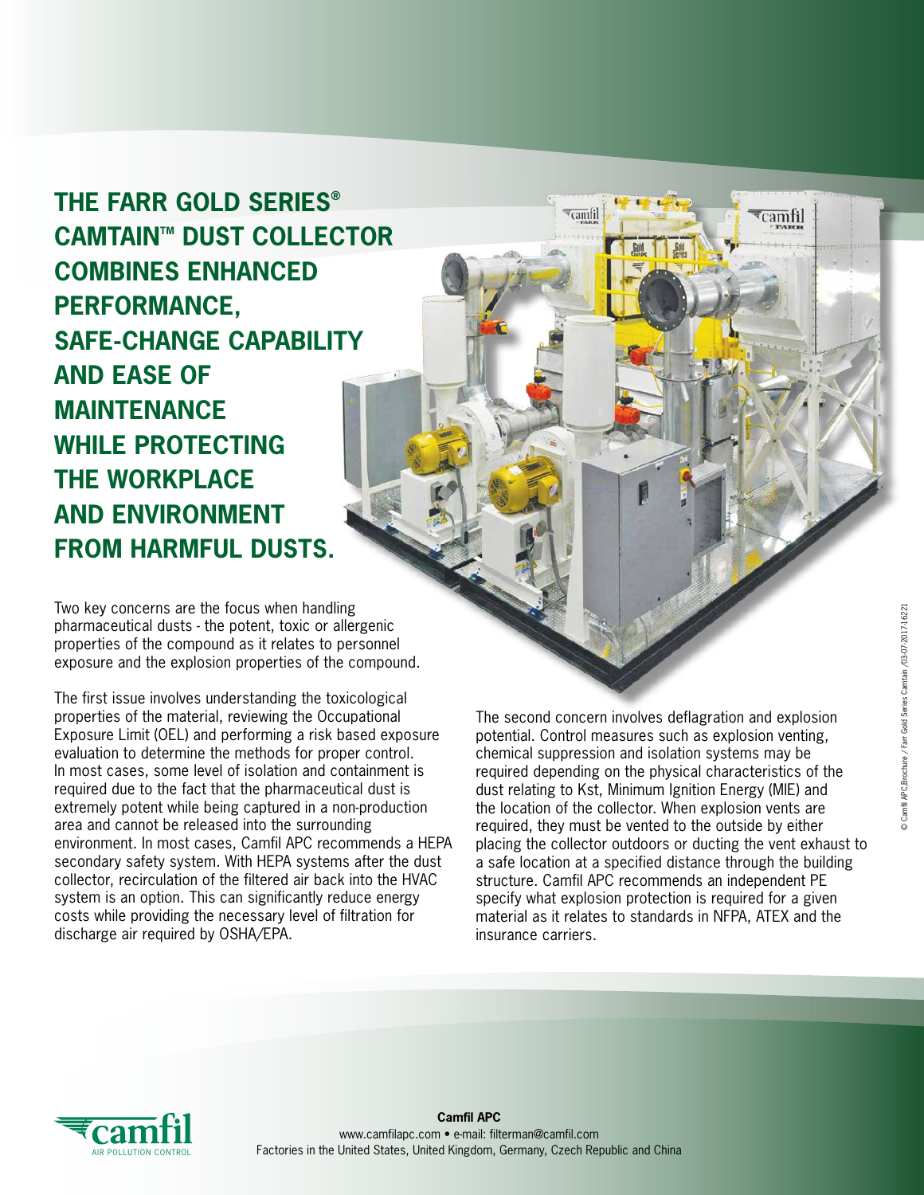# THE FARR GOLD SERIES® CAMTAIN™ DUST COLLECTOR COMBINES ENHANCED PERFORMANCE, SAFE-CHANGE CAPABILITY AND EASE OF MAINTENANCE WHILE PROTECTING THE WORKPLACE AND ENVIRONMENT FROM HARMFUL DUSTS.

Two key concerns are the focus when handling pharmaceutical dusts - the potent, toxic or allergenic properties of the compound as it relates to personnel exposure and the explosion properties of the compound.

The first issue involves understanding the toxicological properties of the material, reviewing the Occupational Exposure Limit (OEL) and performing a risk based exposure evaluation to determine the methods for proper control. In most cases, some level of isolation and containment is required due to the fact that the pharmaceutical dust is extremely potent while being captured in a non-production area and cannot be released into the surrounding environment. In most cases, Camfil APC recommends a HEPA secondary safety system. With HEPA systems after the dust collector, recirculation of the filtered air back into the HVAC system is an option. This can significantly reduce energy costs while providing the necessary level of filtration for discharge air required by OSHA/EPA.

The second concern involves deflagration and explosion potential. Control measures such as explosion venting, chemical suppression and isolation systems may be required depending on the physical characteristics of the dust relating to Kst, Minimum Ignition Energy (MIE) and the location of the collector. When explosion vents are required, they must be vented to the outside by either placing the collector outdoors or ducting the vent exhaust to a safe location at a specified distance through the building structure. Camfil APC recommends an independent PE specify what explosion protection is required for a given material as it relates to standards in NFPA, ATEX and the insurance carriers.

© Camfil APC Brochure / Farr Gold Series Camtain /03-07-2017-16221

camfil AIR POLLUTION CONTROL

**Camfil APC**
www.camfilapc.com • e-mail: filterman@camfil.com
Factories in the United States, United Kingdom, Germany, Czech Republic and China